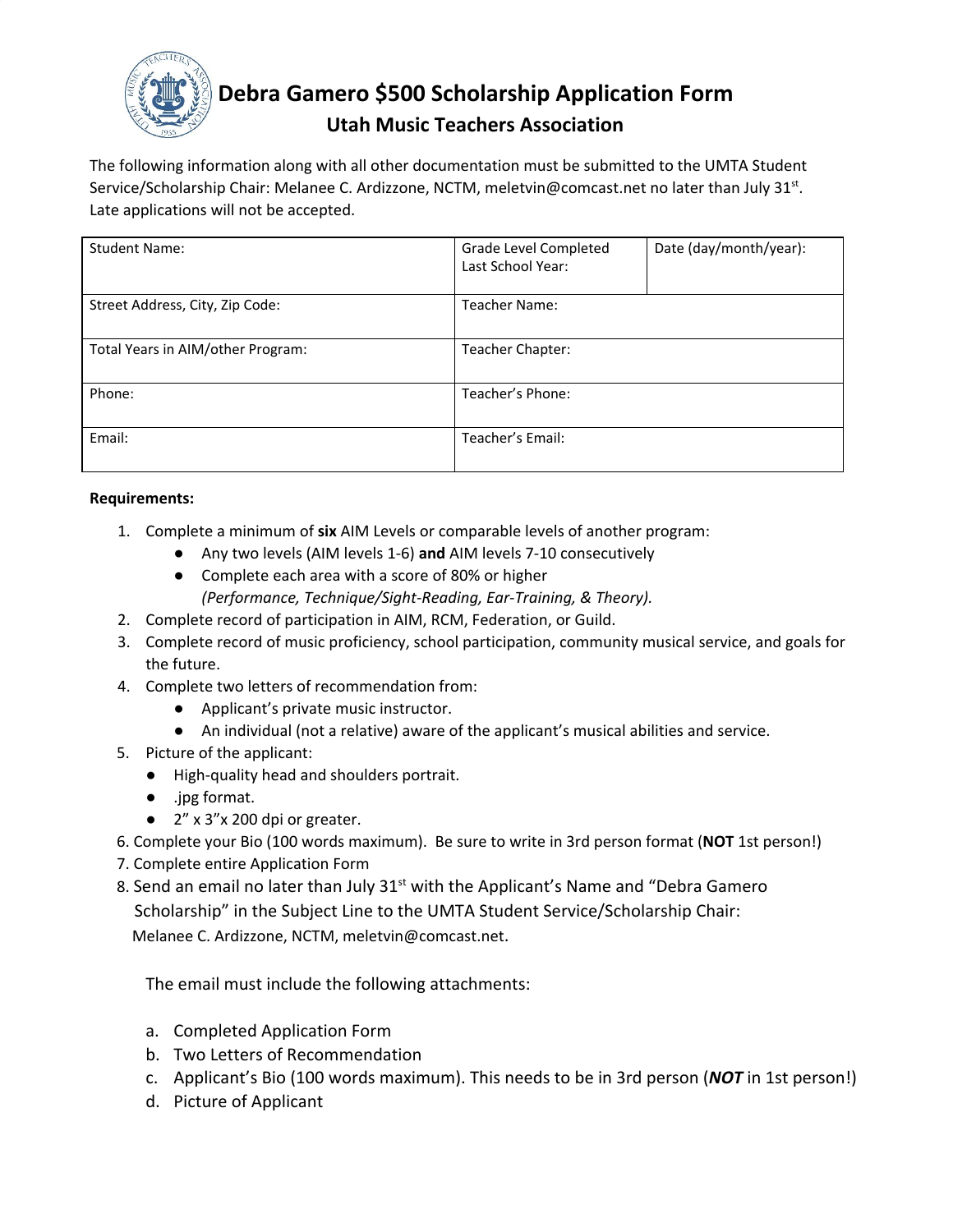# Debra Gamero $500 Scholarship Application Form

## Utah Music Teachers Association

The following information along with all other documentation must be submitted to the UMTA Student Service/Scholarship Chair: Melanee C. Ardizzone, NCTM, meletvin@comcast.net no later than July 31st. Late applications will not be accepted.

| Student Name: | Grade Level Completed Last School Year: | Date (day/month/year): |
|---|---|---|
| Street Address, City, Zip Code: | Teacher Name: | |
| Total Years in AIM/other Program: | Teacher Chapter: | |
| Phone: | Teacher's Phone: | |
| Email: | Teacher's Email: | |

**Requirements:**

1. Complete a minimum of **six** AIM Levels or comparable levels of another program:
   - Any two levels (AIM levels 1-6) **and** AIM levels 7-10 consecutively
   - Complete each area with a score of 80% or higher
     *(Performance, Technique/Sight-Reading, Ear-Training, & Theory).*
2. Complete record of participation in AIM, RCM, Federation, or Guild.
3. Complete record of music proficiency, school participation, community musical service, and goals for the future.
4. Complete two letters of recommendation from:
   - Applicant's private music instructor.
   - An individual (not a relative) aware of the applicant's musical abilities and service.
5. Picture of the applicant:
   - High-quality head and shoulders portrait.
   - .jpg format.
   - 2" x 3"x 200 dpi or greater.
6. Complete your Bio (100 words maximum). Be sure to write in 3rd person format (**NOT** 1st person!)
7. Complete entire Application Form
8. Send an email no later than July 31st with the Applicant's Name and "Debra Gamero Scholarship" in the Subject Line to the UMTA Student Service/Scholarship Chair: Melanee C. Ardizzone, NCTM, meletvin@comcast.net.

   The email must include the following attachments:

   a. Completed Application Form
   b. Two Letters of Recommendation
   c. Applicant's Bio (100 words maximum). This needs to be in 3rd person (***NOT*** in 1st person!)
   d. Picture of Applicant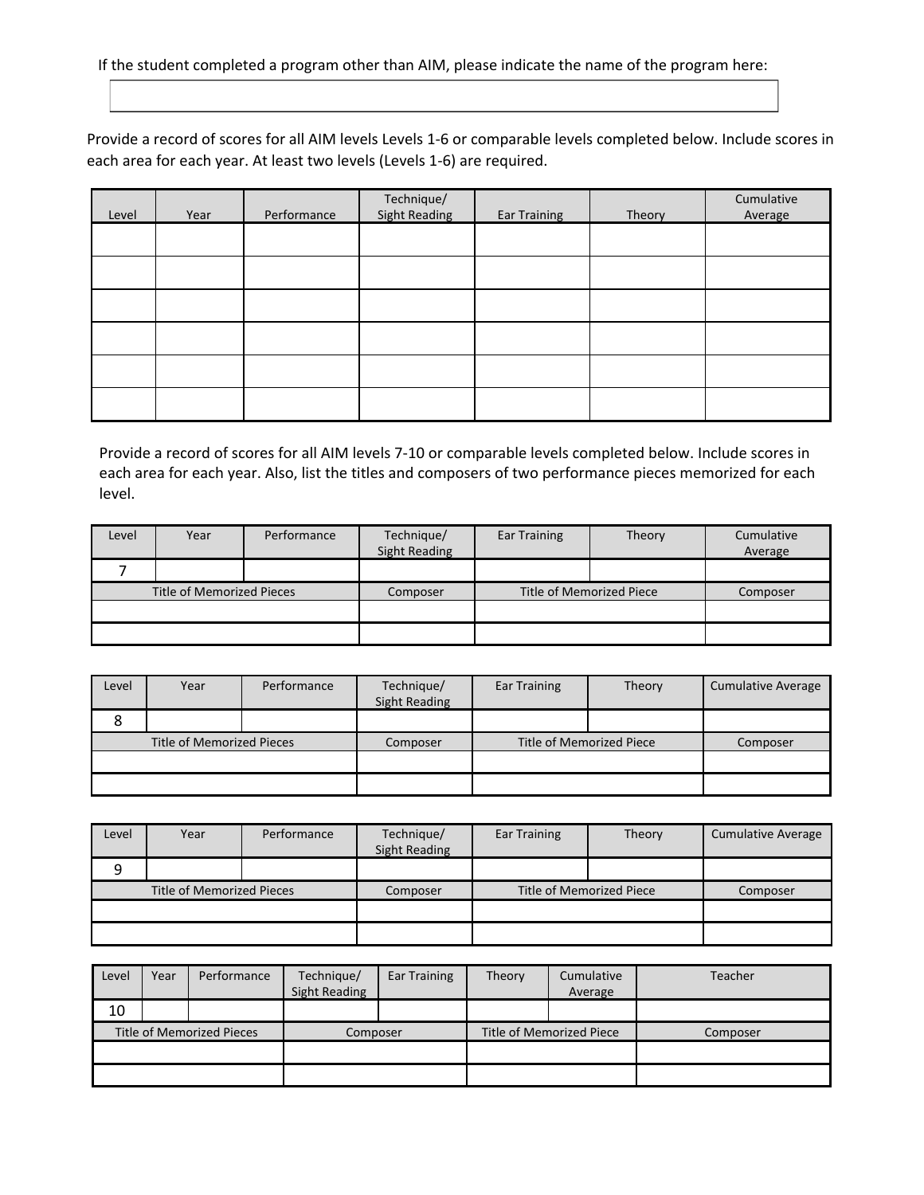If the student completed a program other than AIM, please indicate the name of the program here:

| |
|---|
| |

Provide a record of scores for all AIM levels Levels 1-6 or comparable levels completed below. Include scores in each area for each year. At least two levels (Levels 1-6) are required.

| Level | Year | Performance | Technique/ Sight Reading | Ear Training | Theory | Cumulative Average |
|---|---|---|---|---|---|---|
| | | | | | | |
| | | | | | | |
| | | | | | | |
| | | | | | | |
| | | | | | | |
| | | | | | | |

Provide a record of scores for all AIM levels 7-10 or comparable levels completed below. Include scores in each area for each year. Also, list the titles and composers of two performance pieces memorized for each level.

| Level | Year | Performance | Technique/ Sight Reading | Ear Training | Theory | Cumulative Average |
|---|---|---|---|---|---|---|
| 7 | | | | | | |
| Title of Memorized Pieces | | | Composer | Title of Memorized Piece | | Composer |
| | | | | | | |
| | | | | | | |

| Level | Year | Performance | Technique/ Sight Reading | Ear Training | Theory | Cumulative Average |
|---|---|---|---|---|---|---|
| 8 | | | | | | |
| Title of Memorized Pieces | | | Composer | Title of Memorized Piece | | Composer |
| | | | | | | |
| | | | | | | |

| Level | Year | Performance | Technique/ Sight Reading | Ear Training | Theory | Cumulative Average |
|---|---|---|---|---|---|---|
| 9 | | | | | | |
| Title of Memorized Pieces | | | Composer | Title of Memorized Piece | | Composer |
| | | | | | | |
| | | | | | | |

| Level | Year | Performance | Technique/ Sight Reading | Ear Training | Theory | Cumulative Average | Teacher |
|---|---|---|---|---|---|---|---|
| 10 | | | | | | | |
| Title of Memorized Pieces | | | Composer | | Title of Memorized Piece | | Composer |
| | | | | | | | |
| | | | | | | | |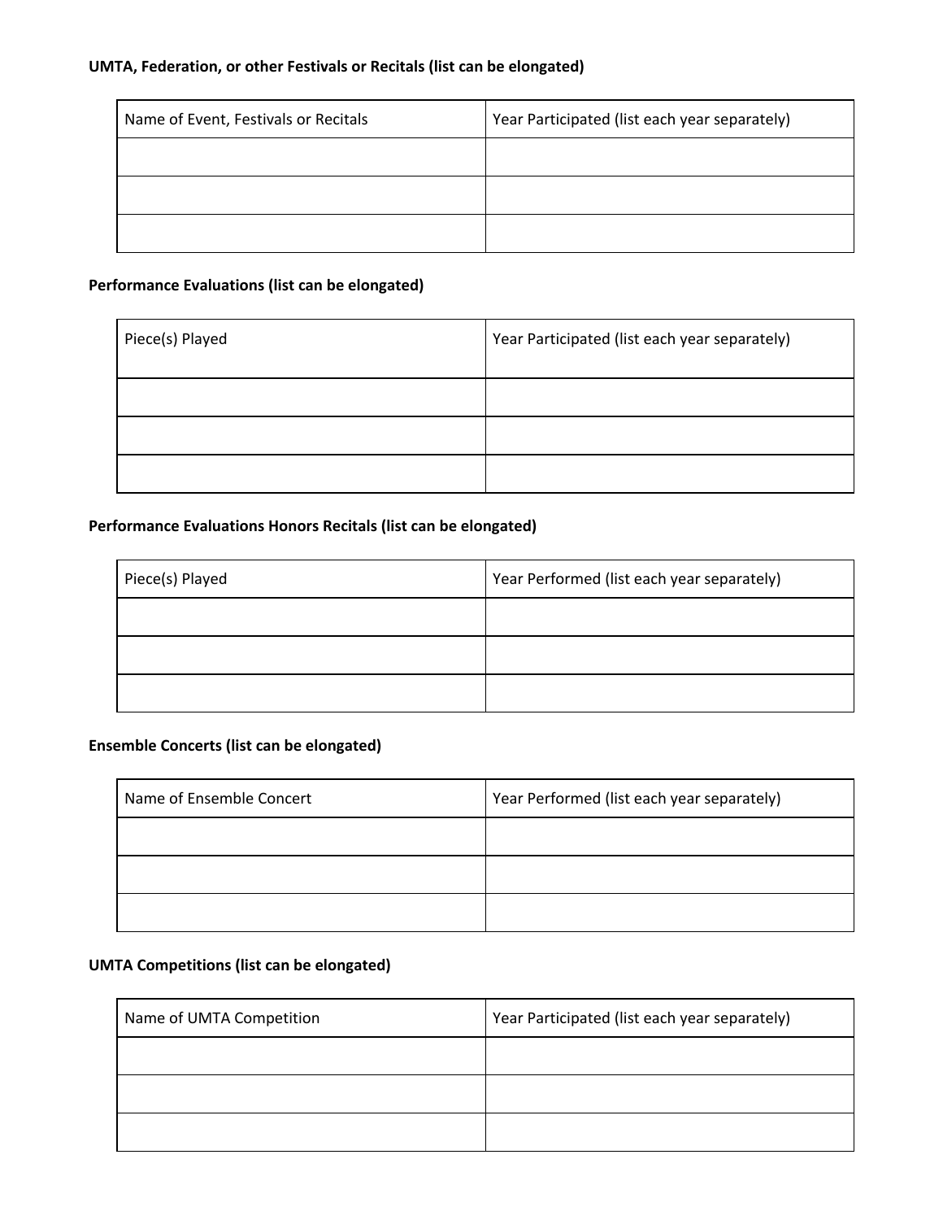**UMTA, Federation, or other Festivals or Recitals (list can be elongated)**

| Name of Event, Festivals or Recitals | Year Participated (list each year separately) |
|---|---|
| | |
| | |
| | |

**Performance Evaluations (list can be elongated)**

| Piece(s) Played | Year Participated (list each year separately) |
|---|---|
| | |
| | |
| | |

**Performance Evaluations Honors Recitals (list can be elongated)**

| Piece(s) Played | Year Performed (list each year separately) |
|---|---|
| | |
| | |
| | |

**Ensemble Concerts (list can be elongated)**

| Name of Ensemble Concert | Year Performed (list each year separately) |
|---|---|
| | |
| | |
| | |

**UMTA Competitions (list can be elongated)**

| Name of UMTA Competition | Year Participated (list each year separately) |
|---|---|
| | |
| | |
| | |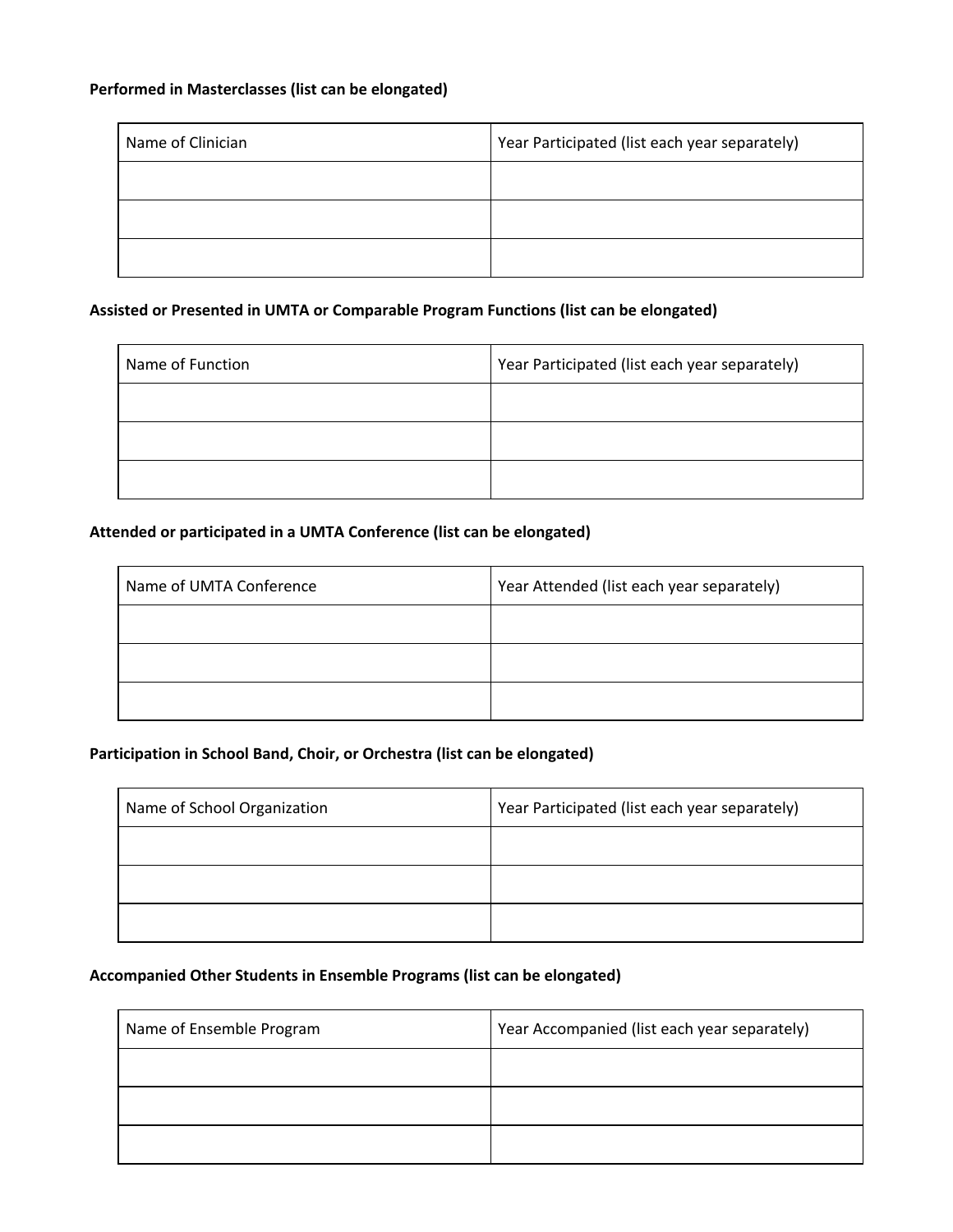**Performed in Masterclasses (list can be elongated)**

| Name of Clinician | Year Participated (list each year separately) |
|---|---|
| | |
| | |
| | |

**Assisted or Presented in UMTA or Comparable Program Functions (list can be elongated)**

| Name of Function | Year Participated (list each year separately) |
|---|---|
| | |
| | |
| | |

**Attended or participated in a UMTA Conference (list can be elongated)**

| Name of UMTA Conference | Year Attended (list each year separately) |
|---|---|
| | |
| | |
| | |

**Participation in School Band, Choir, or Orchestra (list can be elongated)**

| Name of School Organization | Year Participated (list each year separately) |
|---|---|
| | |
| | |
| | |

**Accompanied Other Students in Ensemble Programs (list can be elongated)**

| Name of Ensemble Program | Year Accompanied (list each year separately) |
|---|---|
| | |
| | |
| | |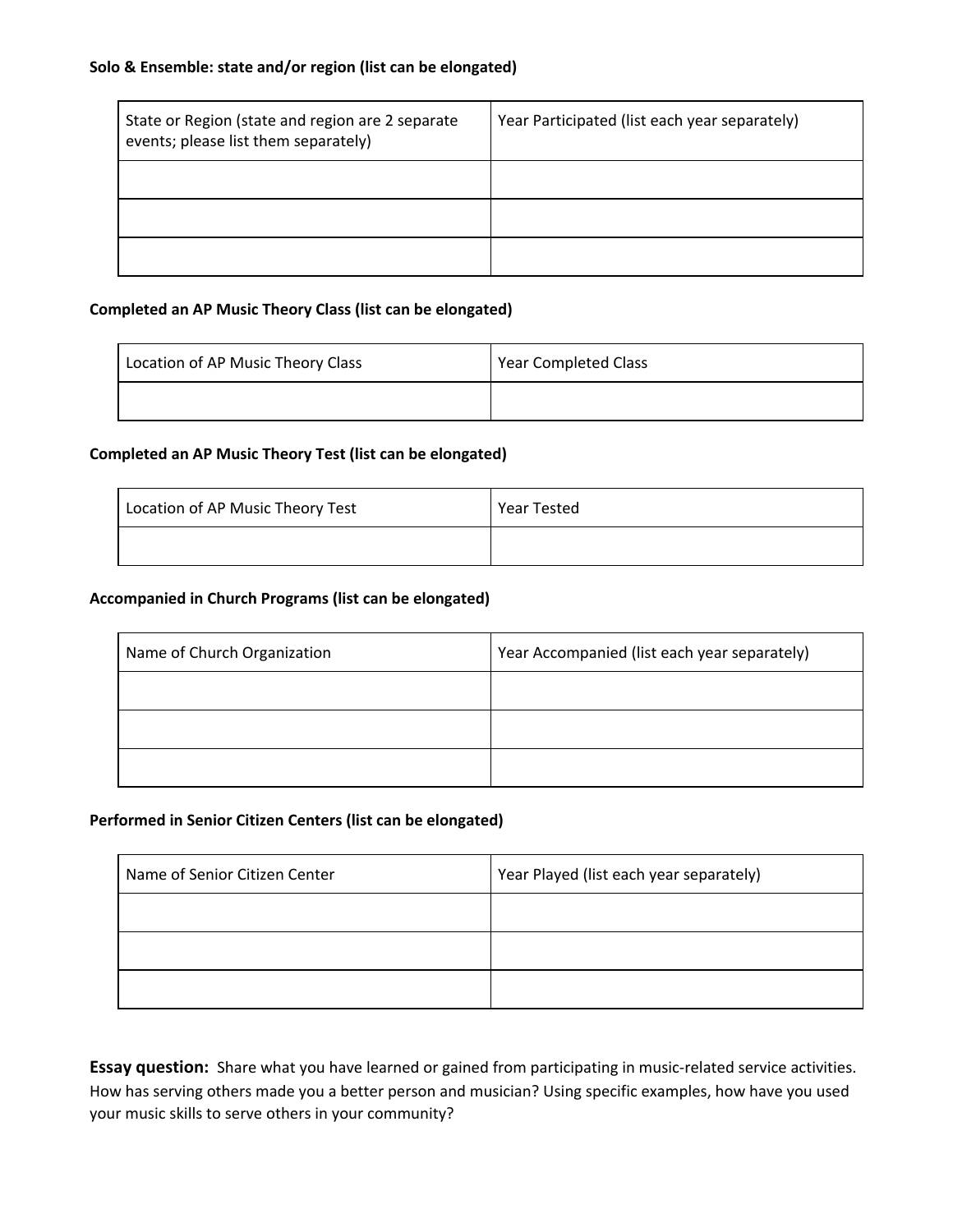**Solo & Ensemble: state and/or region (list can be elongated)**

| State or Region (state and region are 2 separate events; please list them separately) | Year Participated (list each year separately) |
|---|---|
| | |
| | |
| | |

**Completed an AP Music Theory Class (list can be elongated)**

| Location of AP Music Theory Class | Year Completed Class |
|---|---|
| | |

**Completed an AP Music Theory Test (list can be elongated)**

| Location of AP Music Theory Test | Year Tested |
|---|---|
| | |

**Accompanied in Church Programs (list can be elongated)**

| Name of Church Organization | Year Accompanied (list each year separately) |
|---|---|
| | |
| | |
| | |

**Performed in Senior Citizen Centers (list can be elongated)**

| Name of Senior Citizen Center | Year Played (list each year separately) |
|---|---|
| | |
| | |
| | |

**Essay question:** Share what you have learned or gained from participating in music-related service activities. How has serving others made you a better person and musician? Using specific examples, how have you used your music skills to serve others in your community?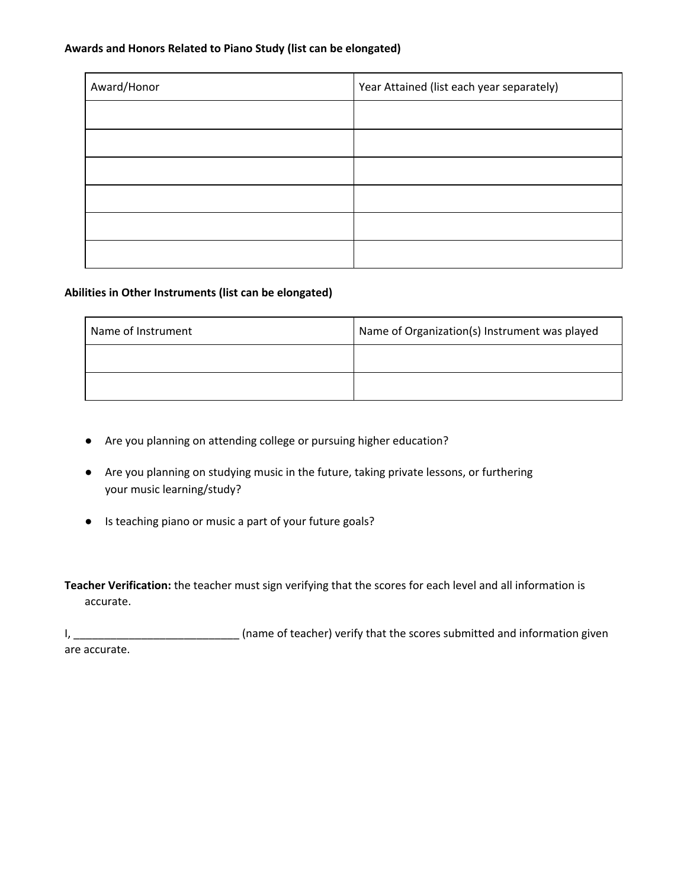**Awards and Honors Related to Piano Study (list can be elongated)**

| Award/Honor | Year Attained (list each year separately) |
| --- | --- |
| | |
| | |
| | |
| | |
| | |
| | |

**Abilities in Other Instruments (list can be elongated)**

| Name of Instrument | Name of Organization(s) Instrument was played |
| --- | --- |
| | |
| | |

- Are you planning on attending college or pursuing higher education?
- Are you planning on studying music in the future, taking private lessons, or furthering your music learning/study?
- Is teaching piano or music a part of your future goals?

**Teacher Verification:** the teacher must sign verifying that the scores for each level and all information is accurate.

I, ___________________________ (name of teacher) verify that the scores submitted and information given are accurate.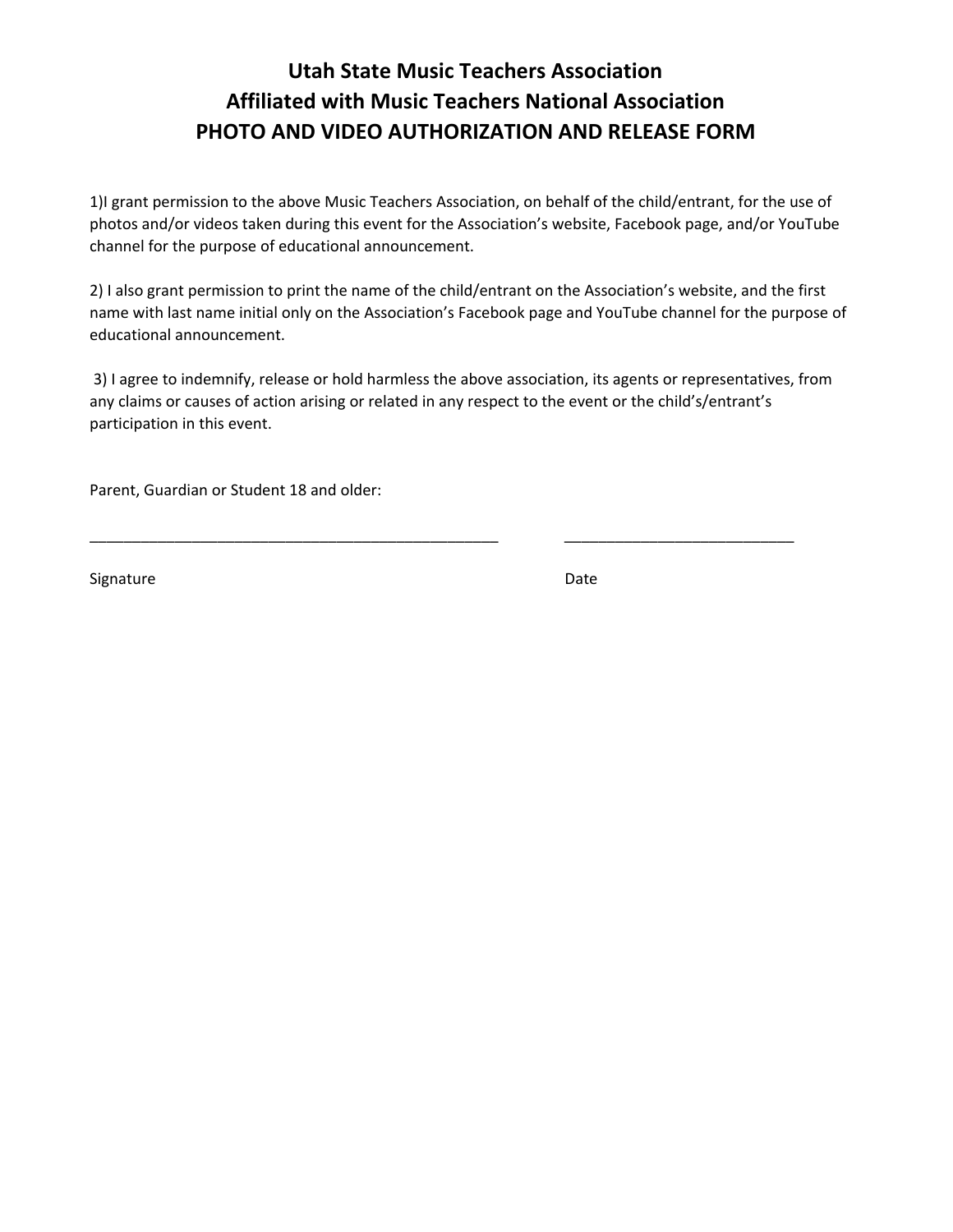# Utah State Music Teachers Association
## Affiliated with Music Teachers National Association
## PHOTO AND VIDEO AUTHORIZATION AND RELEASE FORM

1)I grant permission to the above Music Teachers Association, on behalf of the child/entrant, for the use of photos and/or videos taken during this event for the Association's website, Facebook page, and/or YouTube channel for the purpose of educational announcement.

2) I also grant permission to print the name of the child/entrant on the Association's website, and the first name with last name initial only on the Association's Facebook page and YouTube channel for the purpose of educational announcement.

3) I agree to indemnify, release or hold harmless the above association, its agents or representatives, from any claims or causes of action arising or related in any respect to the event or the child's/entrant's participation in this event.

Parent, Guardian or Student 18 and older:

_________________________________________________ ___________________________

Signature Date